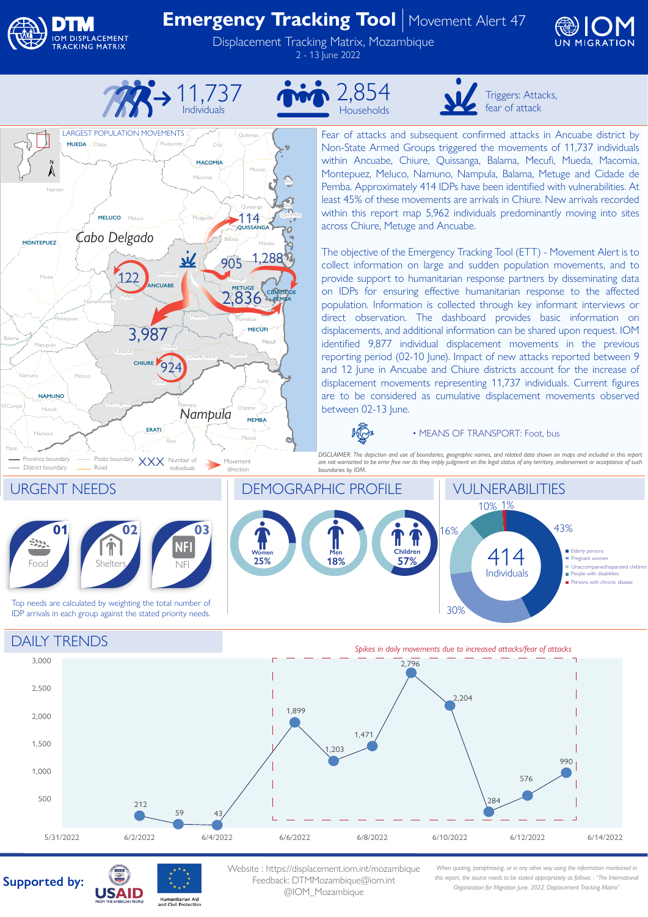# Emergency Tracking Tool | Movement Alert 47

Displacement Tracking Matrix, Mozambique

2 - 13 June 2022

DTM IOM DISPLACEMENT TRACKING MATRIX

IOM UN MIGRATION

**11,737** Individuals

**2,854** Households

Triggers: Attacks, fear of attack

LARGEST POPULATION MOVEMENTS

Cabo Delgado

Nampula

MUEDA, MACOMIA, MELUCO, MONTEPUEZ, ANCUABE, METUGE, CIDADE DE PEMBA, QUISSANGA, MECÚFI, CHIURE, NAMUNO, ERATI, MEMBA

114, 905, 1,288, 122, 2,836, 3,987, 924

Province boundary — Posto boundary — XXX Number of individuals — Movement direction
District boundary — Road

Fear of attacks and subsequent confirmed attacks in Ancuabe district by Non-State Armed Groups triggered the movements of 11,737 individuals within Ancuabe, Chiure, Quissanga, Balama, Mecufi, Mueda, Macomia, Montepuez, Meluco, Namuno, Nampula, Metuge and Cidade de Pemba. Approximately 414 IDPs have been identified with vulnerabilities. At least 45% of these movements are arrivals in Chiure. New arrivals recorded within this report map 5,962 individuals predominantly moving into sites across Chiure, Metuge and Ancuabe.

The objective of the Emergency Tracking Tool (ETT) - Movement Alert is to collect information on large and sudden population movements, and to provide support to humanitarian response partners by disseminating data on IDPs for ensuring effective humanitarian response to the affected population. Information is collected through key informant interviews or direct observation. The dashboard provides basic information on displacements, and additional information can be shared upon request. IOM identified 9,877 individual displacement movements in the previous reporting period (02-10 June). Impact of new attacks reported between 9 and 12 June in Ancuabe and Chiure districts account for the increase of displacement movements representing 11,737 individuals. Current figures are to be considered as cumulative displacement movements observed between 02-13 June.

• MEANS OF TRANSPORT: Foot, bus

*DISCLAIMER: The depiction and use of boundaries, geographic names, and related data shown on maps and included in this report are not warranted to be error free nor do they imply judgment on the legal status of any territory, endorsement or acceptance of such boundaries by IOM.*

## URGENT NEEDS

01 Food
02 Shelters
03 NFI

Top needs are calculated by weighting the total number of IDP arrivals in each group against the stated priority needs.

## DEMOGRAPHIC PROFILE

Women 25%
Men 18%
Children 57%

## VULNERABILITIES

414 Individuals

43%, 30%, 16%, 10%, 1%

- Elderly persons
- Pregnant women
- Unaccompanied/separated children
- People with disabilities
- Persons with chronic disease

## DAILY TRENDS

*Spikes in daily movements due to increased attacks/fear of attacks*

3,000
2,500
2,000
1,500
1,000
500

212, 59, 43, 1,899, 1,203, 1,471, 2,796, 2,204, 284, 576, 990

5/31/2022, 6/2/2022, 6/4/2022, 6/6/2022, 6/8/2022, 6/10/2022, 6/12/2022, 6/14/2022

**Supported by:** USAID, Humanitarian Aid and Civil Protection

Website : https://displacement.iom.int/mozambique
Feedback: DTMMozambique@iom.int
@IOM_Mozambique

*When quoting, paraphrasing, or in any other way using the information mentioned in this report, the source needs to be stated appropriately as follows: : "The International Organization for Migration June, 2022, Displacement Tracking Matrix"*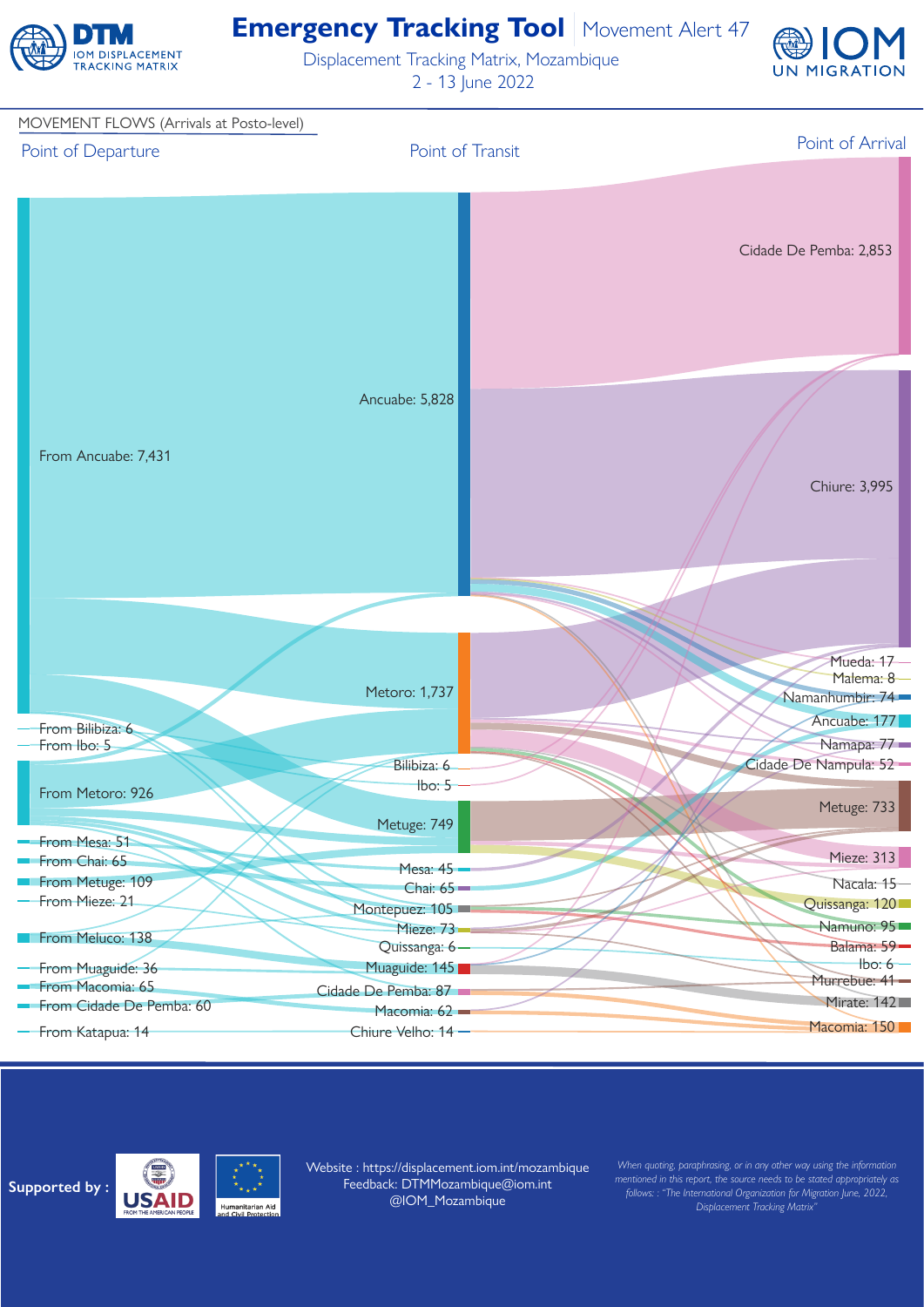# Emergency Tracking Tool | Movement Alert 47

Displacement Tracking Matrix, Mozambique

2 - 13 June 2022

MOVEMENT FLOWS (Arrivals at Posto-level)

Point of Departure

From Ancuabe: 7,431
From Bilibiza: 6
From Ibo: 5
From Metoro: 926
From Mesa: 51
From Chai: 65
From Metuge: 109
From Mieze: 21
From Meluco: 138
From Muaguide: 36
From Macomia: 65
From Cidade De Pemba: 60
From Katapua: 14

Point of Transit

Ancuabe: 5,828
Metoro: 1,737
Bilibiza: 6
Ibo: 5
Metuge: 749
Mesa: 45
Chai: 65
Montepuez: 105
Mieze: 73
Quissanga: 6
Muaguide: 145
Cidade De Pemba: 87
Macomia: 62
Chiure Velho: 14

Point of Arrival

Cidade De Pemba: 2,853
Chiure: 3,995
Mueda: 17
Malema: 8
Namanhumbir: 74
Ancuabe: 177
Namapa: 77
Cidade De Nampula: 52
Metuge: 733
Mieze: 313
Nacala: 15
Quissanga: 120
Namuno: 95
Balama: 59
Ibo: 6
Murrebue: 41
Mirate: 142
Macomia: 150

Supported by :

Website : https://displacement.iom.int/mozambique
Feedback: DTMMozambique@iom.int
@IOM_Mozambique

*When quoting, paraphrasing, or in any other way using the information mentioned in this report, the source needs to be stated appropriately as follows: : "The International Organization for Migration June, 2022, Displacement Tracking Matrix"*